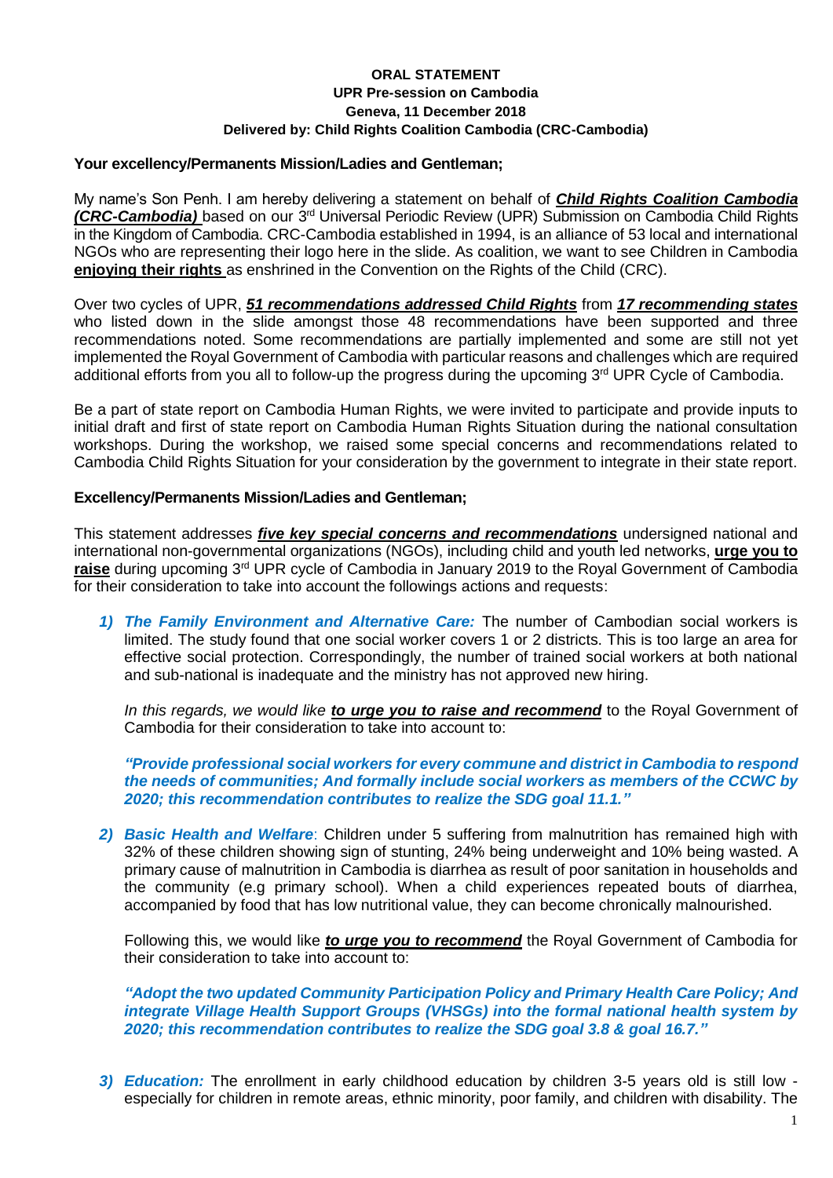**ORAL STATEMENT**
**UPR Pre-session on Cambodia**
**Geneva, 11 December 2018**
**Delivered by: Child Rights Coalition Cambodia (CRC-Cambodia)**

**Your excellency/Permanents Mission/Ladies and Gentleman;**

My name's Son Penh. I am hereby delivering a statement on behalf of ***Child Rights Coalition Cambodia (CRC-Cambodia)*** based on our 3rd Universal Periodic Review (UPR) Submission on Cambodia Child Rights in the Kingdom of Cambodia. CRC-Cambodia established in 1994, is an alliance of 53 local and international NGOs who are representing their logo here in the slide. As coalition, we want to see Children in Cambodia **enjoying their rights** as enshrined in the Convention on the Rights of the Child (CRC).

Over two cycles of UPR, ***51 recommendations addressed Child Rights*** from ***17 recommending states*** who listed down in the slide amongst those 48 recommendations have been supported and three recommendations noted. Some recommendations are partially implemented and some are still not yet implemented the Royal Government of Cambodia with particular reasons and challenges which are required additional efforts from you all to follow-up the progress during the upcoming 3rd UPR Cycle of Cambodia.

Be a part of state report on Cambodia Human Rights, we were invited to participate and provide inputs to initial draft and first of state report on Cambodia Human Rights Situation during the national consultation workshops. During the workshop, we raised some special concerns and recommendations related to Cambodia Child Rights Situation for your consideration by the government to integrate in their state report.

**Excellency/Permanents Mission/Ladies and Gentleman;**

This statement addresses ***five key special concerns and recommendations*** undersigned national and international non-governmental organizations (NGOs), including child and youth led networks, **urge you to raise** during upcoming 3rd UPR cycle of Cambodia in January 2019 to the Royal Government of Cambodia for their consideration to take into account the followings actions and requests:

1) ***The Family Environment and Alternative Care:*** The number of Cambodian social workers is limited. The study found that one social worker covers 1 or 2 districts. This is too large an area for effective social protection. Correspondingly, the number of trained social workers at both national and sub-national is inadequate and the ministry has not approved new hiring.

   *In this regards, we would like* ***urge you to raise and recommend*** to the Royal Government of Cambodia for their consideration to take into account to:

   ***"Provide professional social workers for every commune and district in Cambodia to respond the needs of communities; And formally include social workers as members of the CCWC by 2020; this recommendation contributes to realize the SDG goal 11.1."***

2) ***Basic Health and Welfare***: Children under 5 suffering from malnutrition has remained high with 32% of these children showing sign of stunting, 24% being underweight and 10% being wasted. A primary cause of malnutrition in Cambodia is diarrhea as result of poor sanitation in households and the community (e.g primary school). When a child experiences repeated bouts of diarrhea, accompanied by food that has low nutritional value, they can become chronically malnourished.

   Following this, we would like ***to urge you to recommend*** the Royal Government of Cambodia for their consideration to take into account to:

   ***"Adopt the two updated Community Participation Policy and Primary Health Care Policy; And integrate Village Health Support Groups (VHSGs) into the formal national health system by 2020; this recommendation contributes to realize the SDG goal 3.8 & goal 16.7."***

3) ***Education:*** The enrollment in early childhood education by children 3-5 years old is still low - especially for children in remote areas, ethnic minority, poor family, and children with disability. The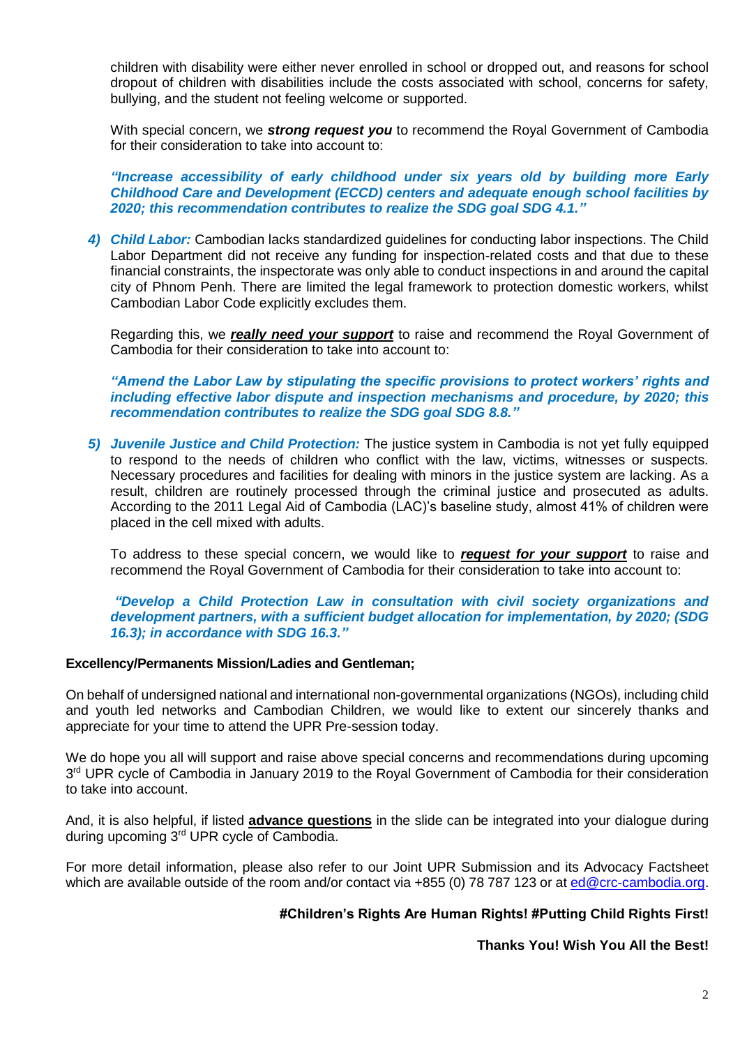children with disability were either never enrolled in school or dropped out, and reasons for school dropout of children with disabilities include the costs associated with school, concerns for safety, bullying, and the student not feeling welcome or supported.

With special concern, we ***strong request you*** to recommend the Royal Government of Cambodia for their consideration to take into account to:

***"Increase accessibility of early childhood under six years old by building more Early Childhood Care and Development (ECCD) centers and adequate enough school facilities by 2020; this recommendation contributes to realize the SDG goal SDG 4.1."***

4) ***Child Labor:*** Cambodian lacks standardized guidelines for conducting labor inspections. The Child Labor Department did not receive any funding for inspection-related costs and that due to these financial constraints, the inspectorate was only able to conduct inspections in and around the capital city of Phnom Penh. There are limited the legal framework to protection domestic workers, whilst Cambodian Labor Code explicitly excludes them.

   Regarding this, we ***really need your support*** to raise and recommend the Royal Government of Cambodia for their consideration to take into account to:

   ***"Amend the Labor Law by stipulating the specific provisions to protect workers' rights and including effective labor dispute and inspection mechanisms and procedure, by 2020; this recommendation contributes to realize the SDG goal SDG 8.8."***

5) ***Juvenile Justice and Child Protection:*** The justice system in Cambodia is not yet fully equipped to respond to the needs of children who conflict with the law, victims, witnesses or suspects. Necessary procedures and facilities for dealing with minors in the justice system are lacking. As a result, children are routinely processed through the criminal justice and prosecuted as adults. According to the 2011 Legal Aid of Cambodia (LAC)'s baseline study, almost 41% of children were placed in the cell mixed with adults.

   To address to these special concern, we would like to ***request for your support*** to raise and recommend the Royal Government of Cambodia for their consideration to take into account to:

   ***"Develop a Child Protection Law in consultation with civil society organizations and development partners, with a sufficient budget allocation for implementation, by 2020; (SDG 16.3); in accordance with SDG 16.3."***

**Excellency/Permanents Mission/Ladies and Gentleman;**

On behalf of undersigned national and international non-governmental organizations (NGOs), including child and youth led networks and Cambodian Children, we would like to extent our sincerely thanks and appreciate for your time to attend the UPR Pre-session today.

We do hope you all will support and raise above special concerns and recommendations during upcoming 3rd UPR cycle of Cambodia in January 2019 to the Royal Government of Cambodia for their consideration to take into account.

And, it is also helpful, if listed **advance questions** in the slide can be integrated into your dialogue during during upcoming 3rd UPR cycle of Cambodia.

For more detail information, please also refer to our Joint UPR Submission and its Advocacy Factsheet which are available outside of the room and/or contact via +855 (0) 78 787 123 or at ed@crc-cambodia.org.

**#Children's Rights Are Human Rights! #Putting Child Rights First!**

**Thanks You! Wish You All the Best!**